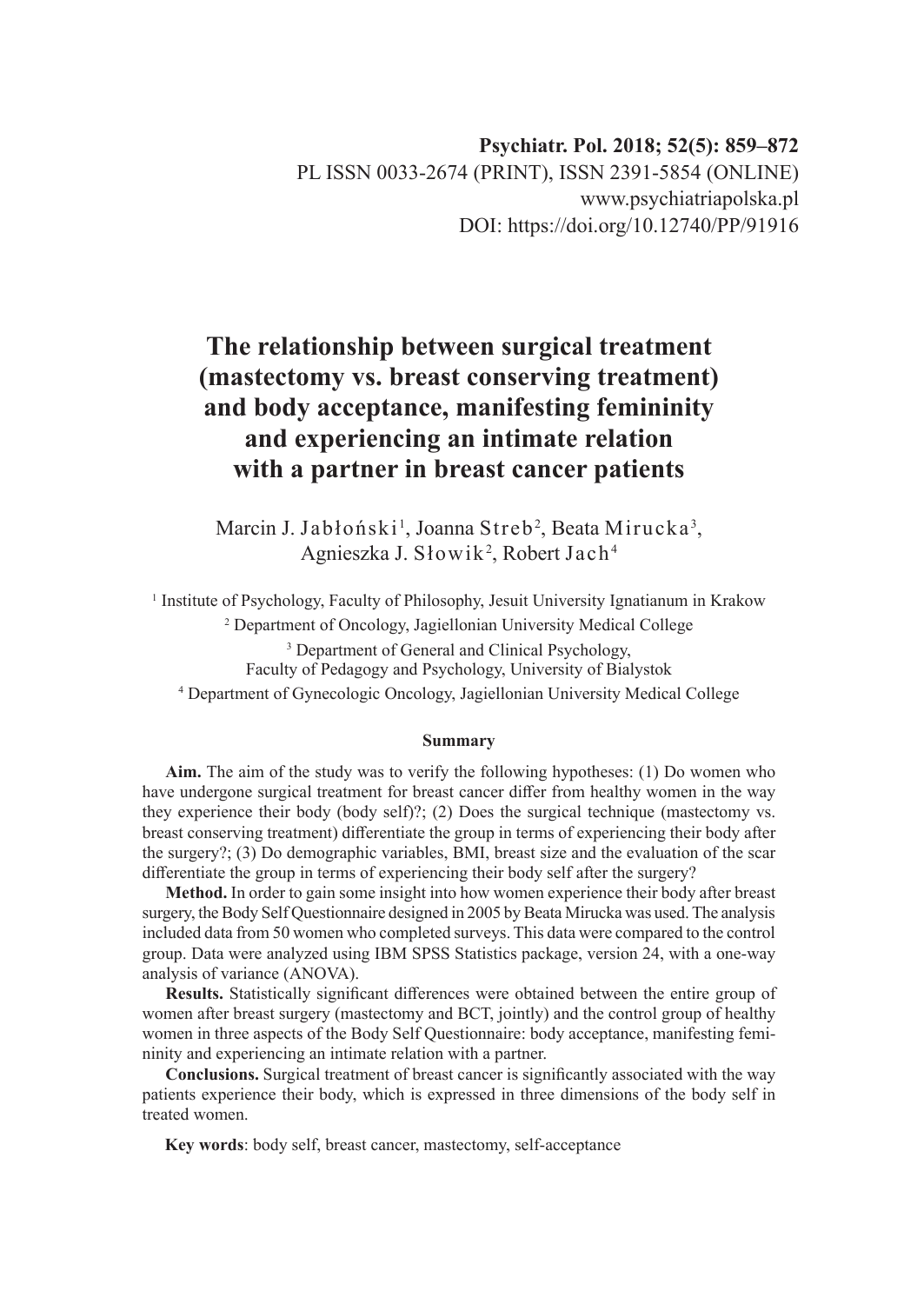Psychiatr. Pol. 2018; 52(5): 859–872

PL ISSN 0033-2674 (PRINT), ISSN 2391-5854 (ONLINE)

www.psychiatriapolska.pl

DOI: https://doi.org/10.12740/PP/91916

# The relationship between surgical treatment (mastectomy vs. breast conserving treatment) and body acceptance, manifesting femininity and experiencing an intimate relation with a partner in breast cancer patients

Marcin J. Jabłoński[1], Joanna Streb[2], Beata Mirucka[3], Agnieszka J. Słowik[2], Robert Jach[4]

[1] Institute of Psychology, Faculty of Philosophy, Jesuit University Ignatianum in Krakow

[2] Department of Oncology, Jagiellonian University Medical College

[3] Department of General and Clinical Psychology, Faculty of Pedagogy and Psychology, University of Bialystok

[4] Department of Gynecologic Oncology, Jagiellonian University Medical College

## Summary

**Aim.** The aim of the study was to verify the following hypotheses: (1) Do women who have undergone surgical treatment for breast cancer differ from healthy women in the way they experience their body (body self)?; (2) Does the surgical technique (mastectomy vs. breast conserving treatment) differentiate the group in terms of experiencing their body after the surgery?; (3) Do demographic variables, BMI, breast size and the evaluation of the scar differentiate the group in terms of experiencing their body self after the surgery?

**Method.** In order to gain some insight into how women experience their body after breast surgery, the Body Self Questionnaire designed in 2005 by Beata Mirucka was used. The analysis included data from 50 women who completed surveys. This data were compared to the control group. Data were analyzed using IBM SPSS Statistics package, version 24, with a one-way analysis of variance (ANOVA).

**Results.** Statistically significant differences were obtained between the entire group of women after breast surgery (mastectomy and BCT, jointly) and the control group of healthy women in three aspects of the Body Self Questionnaire: body acceptance, manifesting femininity and experiencing an intimate relation with a partner.

**Conclusions.** Surgical treatment of breast cancer is significantly associated with the way patients experience their body, which is expressed in three dimensions of the body self in treated women.

**Key words**: body self, breast cancer, mastectomy, self-acceptance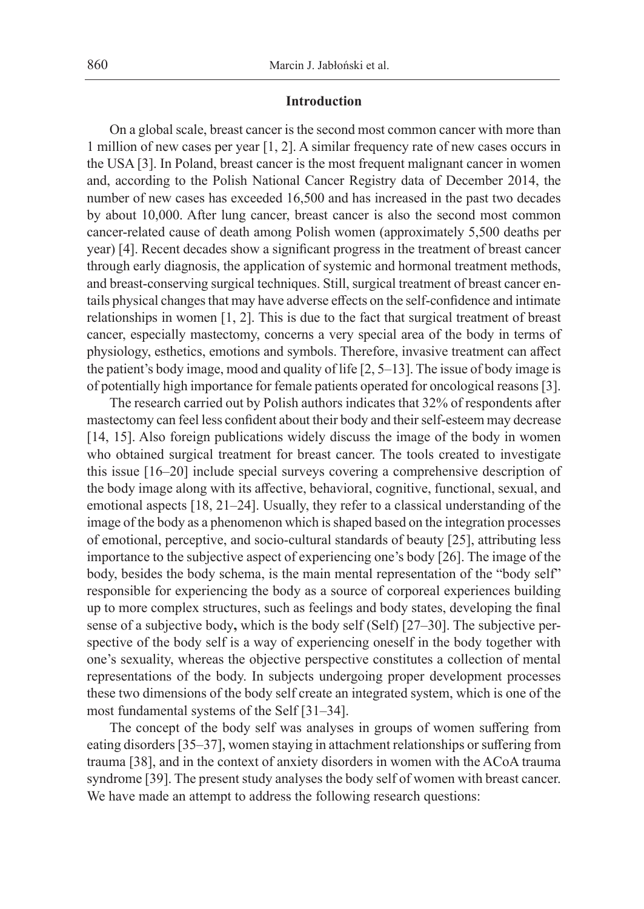## Introduction

On a global scale, breast cancer is the second most common cancer with more than 1 million of new cases per year [1, 2]. A similar frequency rate of new cases occurs in the USA [3]. In Poland, breast cancer is the most frequent malignant cancer in women and, according to the Polish National Cancer Registry data of December 2014, the number of new cases has exceeded 16,500 and has increased in the past two decades by about 10,000. After lung cancer, breast cancer is also the second most common cancer-related cause of death among Polish women (approximately 5,500 deaths per year) [4]. Recent decades show a significant progress in the treatment of breast cancer through early diagnosis, the application of systemic and hormonal treatment methods, and breast-conserving surgical techniques. Still, surgical treatment of breast cancer entails physical changes that may have adverse effects on the self-confidence and intimate relationships in women [1, 2]. This is due to the fact that surgical treatment of breast cancer, especially mastectomy, concerns a very special area of the body in terms of physiology, esthetics, emotions and symbols. Therefore, invasive treatment can affect the patient's body image, mood and quality of life [2, 5–13]. The issue of body image is of potentially high importance for female patients operated for oncological reasons [3].

The research carried out by Polish authors indicates that 32% of respondents after mastectomy can feel less confident about their body and their self-esteem may decrease [14, 15]. Also foreign publications widely discuss the image of the body in women who obtained surgical treatment for breast cancer. The tools created to investigate this issue [16–20] include special surveys covering a comprehensive description of the body image along with its affective, behavioral, cognitive, functional, sexual, and emotional aspects [18, 21–24]. Usually, they refer to a classical understanding of the image of the body as a phenomenon which is shaped based on the integration processes of emotional, perceptive, and socio-cultural standards of beauty [25], attributing less importance to the subjective aspect of experiencing one's body [26]. The image of the body, besides the body schema, is the main mental representation of the "body self" responsible for experiencing the body as a source of corporeal experiences building up to more complex structures, such as feelings and body states, developing the final sense of a subjective body**,** which is the body self (Self) [27–30]. The subjective perspective of the body self is a way of experiencing oneself in the body together with one's sexuality, whereas the objective perspective constitutes a collection of mental representations of the body. In subjects undergoing proper development processes these two dimensions of the body self create an integrated system, which is one of the most fundamental systems of the Self [31–34].

The concept of the body self was analyses in groups of women suffering from eating disorders [35–37], women staying in attachment relationships or suffering from trauma [38], and in the context of anxiety disorders in women with the ACoA trauma syndrome [39]. The present study analyses the body self of women with breast cancer. We have made an attempt to address the following research questions: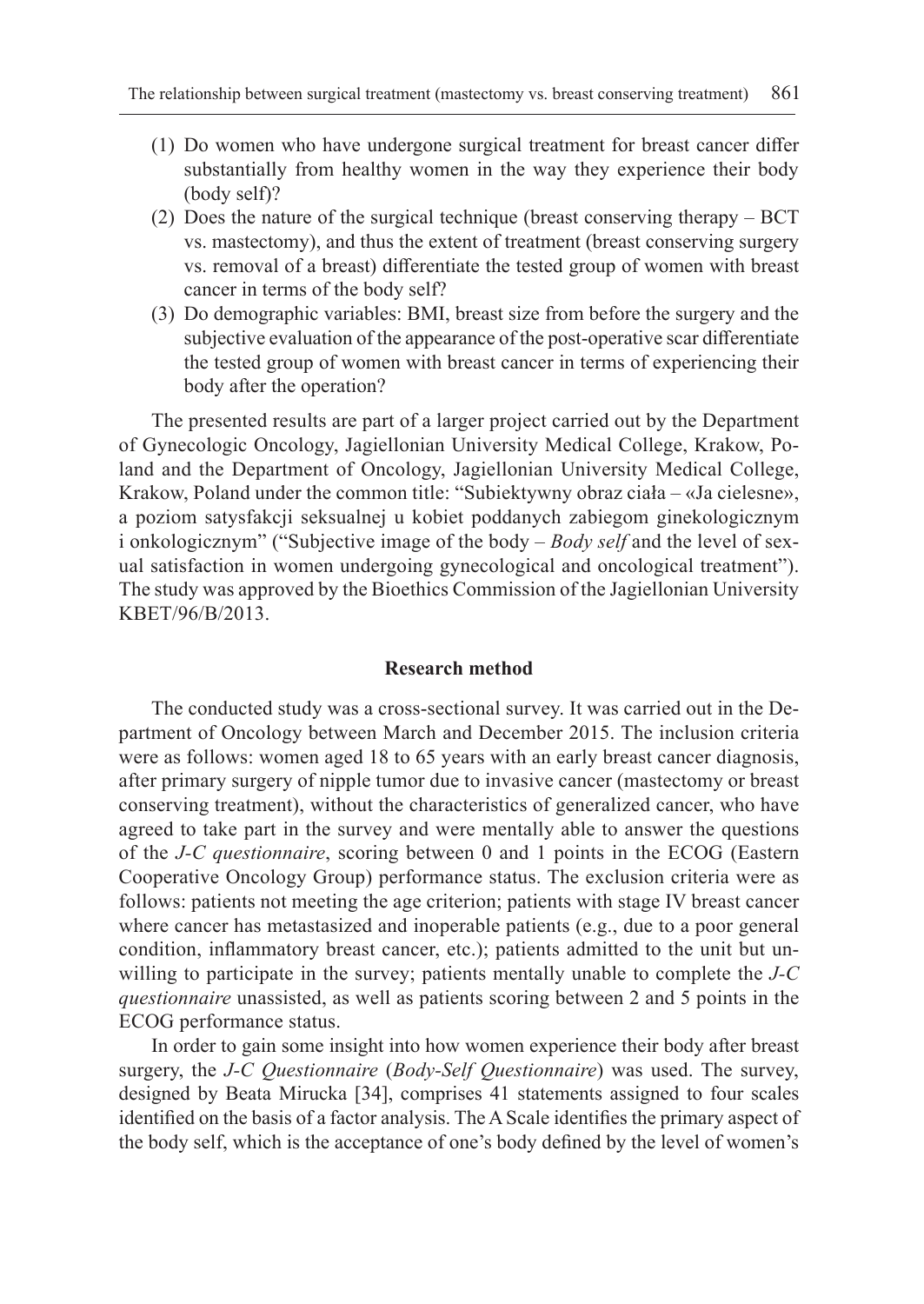(1) Do women who have undergone surgical treatment for breast cancer differ substantially from healthy women in the way they experience their body (body self)?
(2) Does the nature of the surgical technique (breast conserving therapy – BCT vs. mastectomy), and thus the extent of treatment (breast conserving surgery vs. removal of a breast) differentiate the tested group of women with breast cancer in terms of the body self?
(3) Do demographic variables: BMI, breast size from before the surgery and the subjective evaluation of the appearance of the post-operative scar differentiate the tested group of women with breast cancer in terms of experiencing their body after the operation?

The presented results are part of a larger project carried out by the Department of Gynecologic Oncology, Jagiellonian University Medical College, Krakow, Poland and the Department of Oncology, Jagiellonian University Medical College, Krakow, Poland under the common title: "Subiektywny obraz ciała – «Ja cielesne», a poziom satysfakcji seksualnej u kobiet poddanych zabiegom ginekologicznym i onkologicznym" ("Subjective image of the body – *Body self* and the level of sexual satisfaction in women undergoing gynecological and oncological treatment"). The study was approved by the Bioethics Commission of the Jagiellonian University KBET/96/B/2013.

## Research method

The conducted study was a cross-sectional survey. It was carried out in the Department of Oncology between March and December 2015. The inclusion criteria were as follows: women aged 18 to 65 years with an early breast cancer diagnosis, after primary surgery of nipple tumor due to invasive cancer (mastectomy or breast conserving treatment), without the characteristics of generalized cancer, who have agreed to take part in the survey and were mentally able to answer the questions of the *J-C questionnaire*, scoring between 0 and 1 points in the ECOG (Eastern Cooperative Oncology Group) performance status. The exclusion criteria were as follows: patients not meeting the age criterion; patients with stage IV breast cancer where cancer has metastasized and inoperable patients (e.g., due to a poor general condition, inflammatory breast cancer, etc.); patients admitted to the unit but unwilling to participate in the survey; patients mentally unable to complete the *J-C questionnaire* unassisted, as well as patients scoring between 2 and 5 points in the ECOG performance status.

In order to gain some insight into how women experience their body after breast surgery, the *J-C Questionnaire* (*Body-Self Questionnaire*) was used. The survey, designed by Beata Mirucka [34], comprises 41 statements assigned to four scales identified on the basis of a factor analysis. The A Scale identifies the primary aspect of the body self, which is the acceptance of one's body defined by the level of women's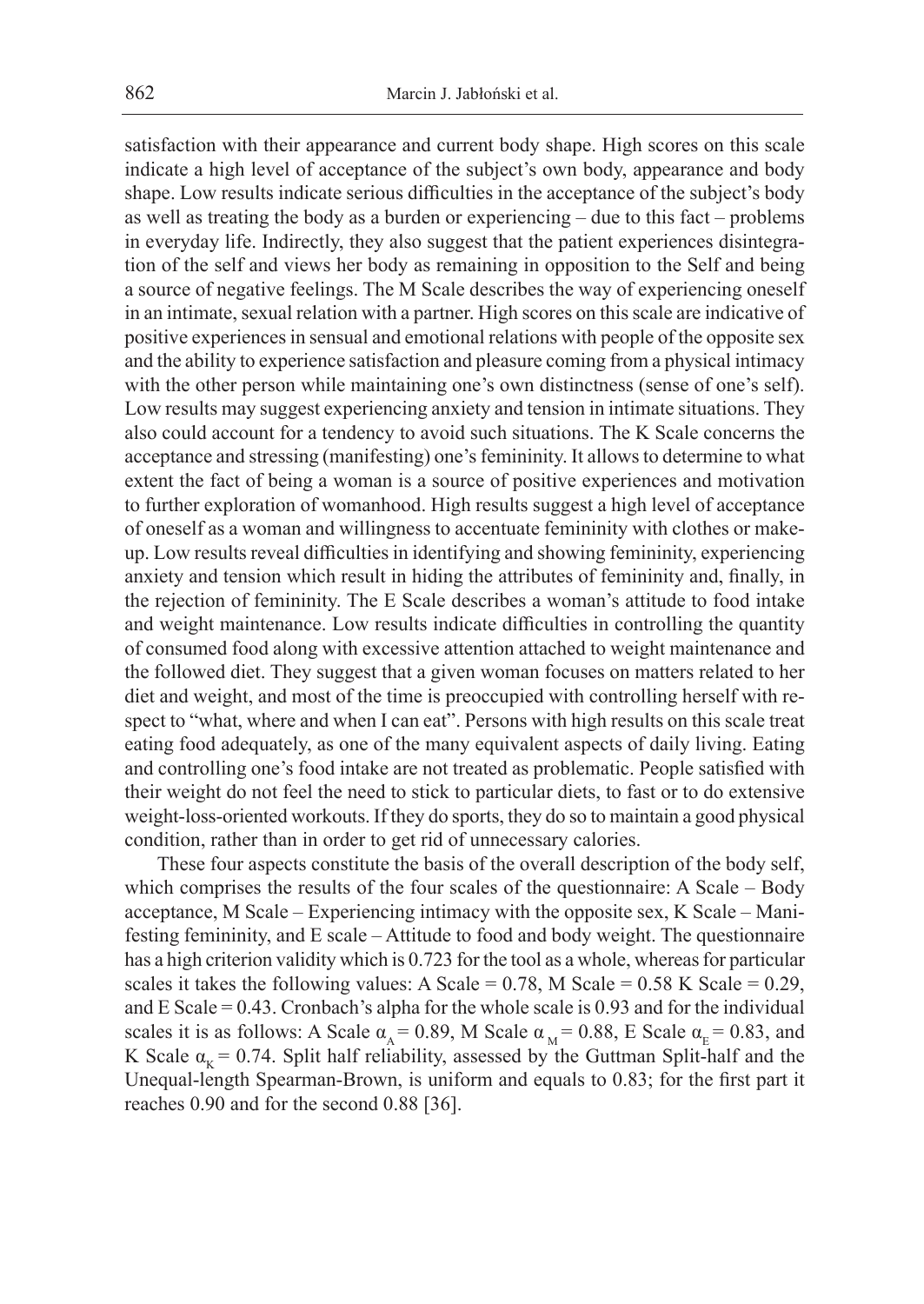satisfaction with their appearance and current body shape. High scores on this scale indicate a high level of acceptance of the subject's own body, appearance and body shape. Low results indicate serious difficulties in the acceptance of the subject's body as well as treating the body as a burden or experiencing – due to this fact – problems in everyday life. Indirectly, they also suggest that the patient experiences disintegration of the self and views her body as remaining in opposition to the Self and being a source of negative feelings. The M Scale describes the way of experiencing oneself in an intimate, sexual relation with a partner. High scores on this scale are indicative of positive experiences in sensual and emotional relations with people of the opposite sex and the ability to experience satisfaction and pleasure coming from a physical intimacy with the other person while maintaining one's own distinctness (sense of one's self). Low results may suggest experiencing anxiety and tension in intimate situations. They also could account for a tendency to avoid such situations. The K Scale concerns the acceptance and stressing (manifesting) one's femininity. It allows to determine to what extent the fact of being a woman is a source of positive experiences and motivation to further exploration of womanhood. High results suggest a high level of acceptance of oneself as a woman and willingness to accentuate femininity with clothes or make-up. Low results reveal difficulties in identifying and showing femininity, experiencing anxiety and tension which result in hiding the attributes of femininity and, finally, in the rejection of femininity. The E Scale describes a woman's attitude to food intake and weight maintenance. Low results indicate difficulties in controlling the quantity of consumed food along with excessive attention attached to weight maintenance and the followed diet. They suggest that a given woman focuses on matters related to her diet and weight, and most of the time is preoccupied with controlling herself with respect to "what, where and when I can eat". Persons with high results on this scale treat eating food adequately, as one of the many equivalent aspects of daily living. Eating and controlling one's food intake are not treated as problematic. People satisfied with their weight do not feel the need to stick to particular diets, to fast or to do extensive weight-loss-oriented workouts. If they do sports, they do so to maintain a good physical condition, rather than in order to get rid of unnecessary calories.

These four aspects constitute the basis of the overall description of the body self, which comprises the results of the four scales of the questionnaire: A Scale – Body acceptance, M Scale – Experiencing intimacy with the opposite sex, K Scale – Manifesting femininity, and E scale – Attitude to food and body weight. The questionnaire has a high criterion validity which is 0.723 for the tool as a whole, whereas for particular scales it takes the following values: A Scale = 0.78, M Scale = 0.58 K Scale = 0.29, and E Scale = 0.43. Cronbach's alpha for the whole scale is 0.93 and for the individual scales it is as follows: A Scale $\alpha_A = 0.89$, M Scale $\alpha_M = 0.88$, E Scale $\alpha_E = 0.83$, and K Scale $\alpha_K = 0.74$. Split half reliability, assessed by the Guttman Split-half and the Unequal-length Spearman-Brown, is uniform and equals to 0.83; for the first part it reaches 0.90 and for the second 0.88 [36].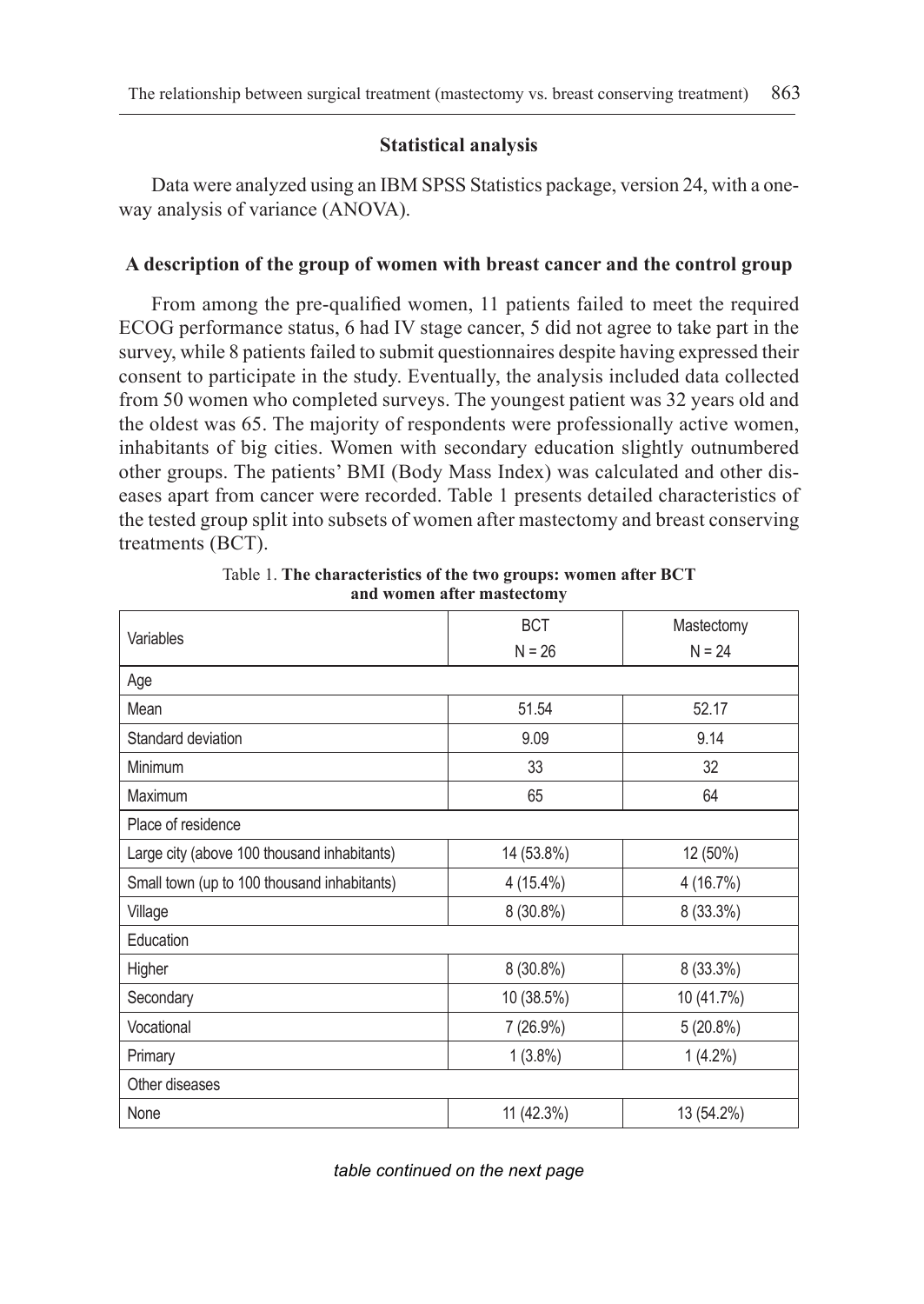## Statistical analysis

Data were analyzed using an IBM SPSS Statistics package, version 24, with a one-way analysis of variance (ANOVA).

## A description of the group of women with breast cancer and the control group

From among the pre-qualified women, 11 patients failed to meet the required ECOG performance status, 6 had IV stage cancer, 5 did not agree to take part in the survey, while 8 patients failed to submit questionnaires despite having expressed their consent to participate in the study. Eventually, the analysis included data collected from 50 women who completed surveys. The youngest patient was 32 years old and the oldest was 65. The majority of respondents were professionally active women, inhabitants of big cities. Women with secondary education slightly outnumbered other groups. The patients' BMI (Body Mass Index) was calculated and other diseases apart from cancer were recorded. Table 1 presents detailed characteristics of the tested group split into subsets of women after mastectomy and breast conserving treatments (BCT).

Table 1. **The characteristics of the two groups: women after BCT and women after mastectomy**

| Variables | BCT N = 26 | Mastectomy N = 24 |
|---|---|---|
| Age | | |
| Mean | 51.54 | 52.17 |
| Standard deviation | 9.09 | 9.14 |
| Minimum | 33 | 32 |
| Maximum | 65 | 64 |
| Place of residence | | |
| Large city (above 100 thousand inhabitants) | 14 (53.8%) | 12 (50%) |
| Small town (up to 100 thousand inhabitants) | 4 (15.4%) | 4 (16.7%) |
| Village | 8 (30.8%) | 8 (33.3%) |
| Education | | |
| Higher | 8 (30.8%) | 8 (33.3%) |
| Secondary | 10 (38.5%) | 10 (41.7%) |
| Vocational | 7 (26.9%) | 5 (20.8%) |
| Primary | 1 (3.8%) | 1 (4.2%) |
| Other diseases | | |
| None | 11 (42.3%) | 13 (54.2%) |

*table continued on the next page*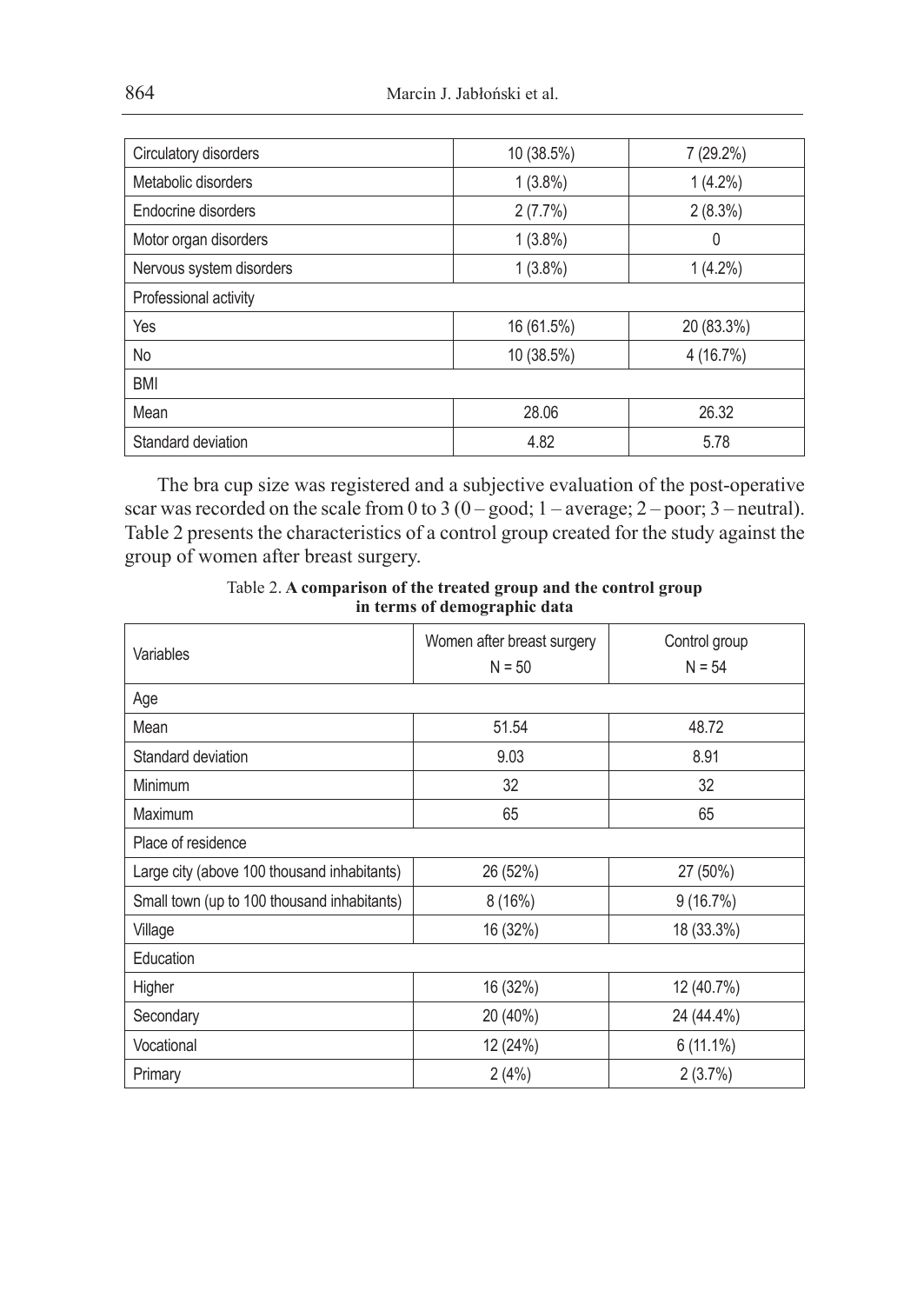| Circulatory disorders | 10 (38.5%) | 7 (29.2%) |
|---|---|---|
| Metabolic disorders | 1 (3.8%) | 1 (4.2%) |
| Endocrine disorders | 2 (7.7%) | 2 (8.3%) |
| Motor organ disorders | 1 (3.8%) | 0 |
| Nervous system disorders | 1 (3.8%) | 1 (4.2%) |
| Professional activity | | |
| Yes | 16 (61.5%) | 20 (83.3%) |
| No | 10 (38.5%) | 4 (16.7%) |
| BMI | | |
| Mean | 28.06 | 26.32 |
| Standard deviation | 4.82 | 5.78 |

The bra cup size was registered and a subjective evaluation of the post-operative scar was recorded on the scale from 0 to 3 (0 – good; 1 – average; 2 – poor; 3 – neutral). Table 2 presents the characteristics of a control group created for the study against the group of women after breast surgery.

Table 2. **A comparison of the treated group and the control group in terms of demographic data**

| Variables | Women after breast surgery N = 50 | Control group N = 54 |
|---|---|---|
| Age | | |
| Mean | 51.54 | 48.72 |
| Standard deviation | 9.03 | 8.91 |
| Minimum | 32 | 32 |
| Maximum | 65 | 65 |
| Place of residence | | |
| Large city (above 100 thousand inhabitants) | 26 (52%) | 27 (50%) |
| Small town (up to 100 thousand inhabitants) | 8 (16%) | 9 (16.7%) |
| Village | 16 (32%) | 18 (33.3%) |
| Education | | |
| Higher | 16 (32%) | 12 (40.7%) |
| Secondary | 20 (40%) | 24 (44.4%) |
| Vocational | 12 (24%) | 6 (11.1%) |
| Primary | 2 (4%) | 2 (3.7%) |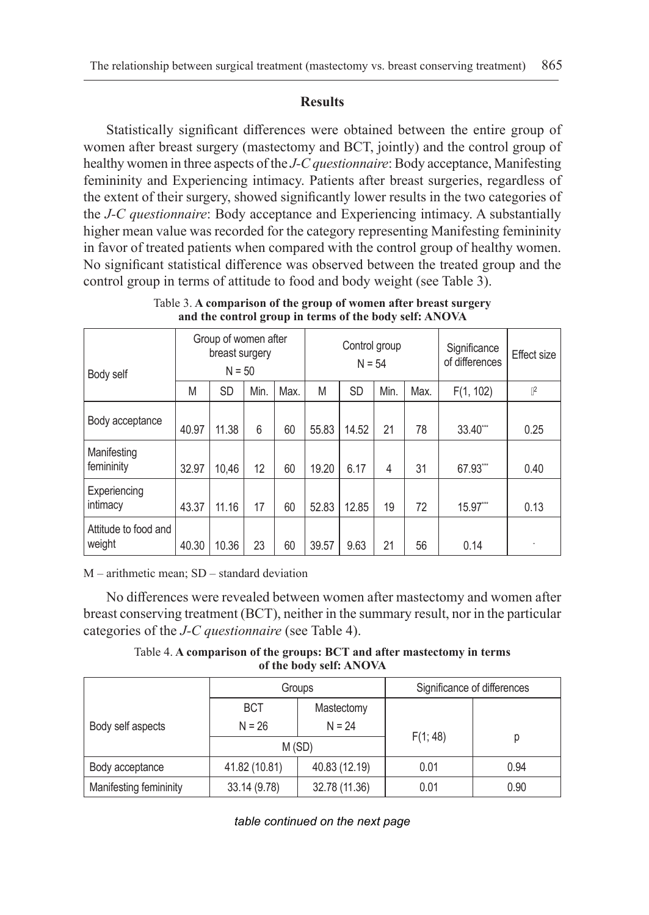## Results

Statistically significant differences were obtained between the entire group of women after breast surgery (mastectomy and BCT, jointly) and the control group of healthy women in three aspects of the *J-C questionnaire*: Body acceptance, Manifesting femininity and Experiencing intimacy. Patients after breast surgeries, regardless of the extent of their surgery, showed significantly lower results in the two categories of the *J-C questionnaire*: Body acceptance and Experiencing intimacy. A substantially higher mean value was recorded for the category representing Manifesting femininity in favor of treated patients when compared with the control group of healthy women. No significant statistical difference was observed between the treated group and the control group in terms of attitude to food and body weight (see Table 3).

Table 3. **A comparison of the group of women after breast surgery and the control group in terms of the body self: ANOVA**

| Body self | Group of women after breast surgery N = 50 | | | | Control group N = 54 | | | | Significance of differences | Effect size |
|---|---|---|---|---|---|---|---|---|---|---|
| | M | SD | Min. | Max. | M | SD | Min. | Max. | F(1, 102) | $\eta^2$ |
| Body acceptance | 40.97 | 11.38 | 6 | 60 | 55.83 | 14.52 | 21 | 78 | 33.40*** | 0.25 |
| Manifesting femininity | 32.97 | 10,46 | 12 | 60 | 19.20 | 6.17 | 4 | 31 | 67.93*** | 0.40 |
| Experiencing intimacy | 43.37 | 11.16 | 17 | 60 | 52.83 | 12.85 | 19 | 72 | 15.97*** | 0.13 |
| Attitude to food and weight | 40.30 | 10.36 | 23 | 60 | 39.57 | 9.63 | 21 | 56 | 0.14 | - |

M – arithmetic mean; SD – standard deviation

No differences were revealed between women after mastectomy and women after breast conserving treatment (BCT), neither in the summary result, nor in the particular categories of the *J-C questionnaire* (see Table 4).

Table 4. **A comparison of the groups: BCT and after mastectomy in terms of the body self: ANOVA**

| Body self aspects | Groups | | Significance of differences | |
|---|---|---|---|---|
| | BCT N = 26 | Mastectomy N = 24 | F(1; 48) | p |
| | M (SD) | | | |
| Body acceptance | 41.82 (10.81) | 40.83 (12.19) | 0.01 | 0.94 |
| Manifesting femininity | 33.14 (9.78) | 32.78 (11.36) | 0.01 | 0.90 |

*table continued on the next page*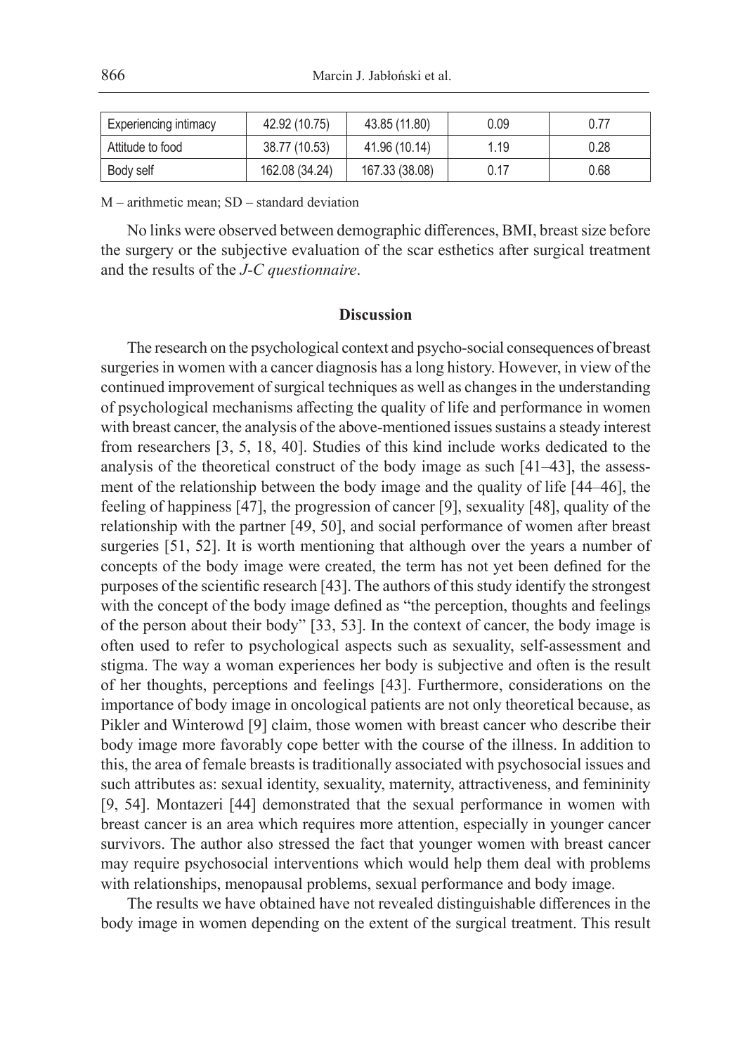| Experiencing intimacy | 42.92 (10.75) | 43.85 (11.80) | 0.09 | 0.77 |
|---|---|---|---|---|
| Attitude to food | 38.77 (10.53) | 41.96 (10.14) | 1.19 | 0.28 |
| Body self | 162.08 (34.24) | 167.33 (38.08) | 0.17 | 0.68 |

M – arithmetic mean; SD – standard deviation

No links were observed between demographic differences, BMI, breast size before the surgery or the subjective evaluation of the scar esthetics after surgical treatment and the results of the *J-C questionnaire*.

## Discussion

The research on the psychological context and psycho-social consequences of breast surgeries in women with a cancer diagnosis has a long history. However, in view of the continued improvement of surgical techniques as well as changes in the understanding of psychological mechanisms affecting the quality of life and performance in women with breast cancer, the analysis of the above-mentioned issues sustains a steady interest from researchers [3, 5, 18, 40]. Studies of this kind include works dedicated to the analysis of the theoretical construct of the body image as such [41–43], the assessment of the relationship between the body image and the quality of life [44–46], the feeling of happiness [47], the progression of cancer [9], sexuality [48], quality of the relationship with the partner [49, 50], and social performance of women after breast surgeries [51, 52]. It is worth mentioning that although over the years a number of concepts of the body image were created, the term has not yet been defined for the purposes of the scientific research [43]. The authors of this study identify the strongest with the concept of the body image defined as "the perception, thoughts and feelings of the person about their body" [33, 53]. In the context of cancer, the body image is often used to refer to psychological aspects such as sexuality, self-assessment and stigma. The way a woman experiences her body is subjective and often is the result of her thoughts, perceptions and feelings [43]. Furthermore, considerations on the importance of body image in oncological patients are not only theoretical because, as Pikler and Winterowd [9] claim, those women with breast cancer who describe their body image more favorably cope better with the course of the illness. In addition to this, the area of female breasts is traditionally associated with psychosocial issues and such attributes as: sexual identity, sexuality, maternity, attractiveness, and femininity [9, 54]. Montazeri [44] demonstrated that the sexual performance in women with breast cancer is an area which requires more attention, especially in younger cancer survivors. The author also stressed the fact that younger women with breast cancer may require psychosocial interventions which would help them deal with problems with relationships, menopausal problems, sexual performance and body image.

The results we have obtained have not revealed distinguishable differences in the body image in women depending on the extent of the surgical treatment. This result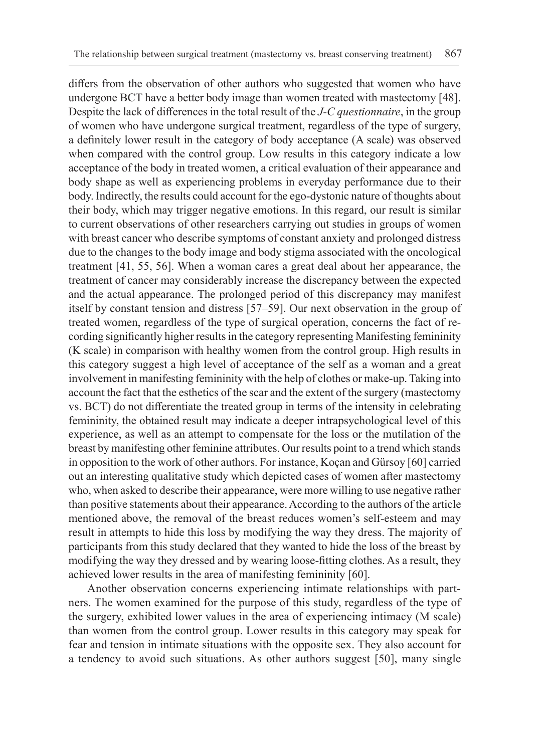differs from the observation of other authors who suggested that women who have undergone BCT have a better body image than women treated with mastectomy [48]. Despite the lack of differences in the total result of the *J-C questionnaire*, in the group of women who have undergone surgical treatment, regardless of the type of surgery, a definitely lower result in the category of body acceptance (A scale) was observed when compared with the control group. Low results in this category indicate a low acceptance of the body in treated women, a critical evaluation of their appearance and body shape as well as experiencing problems in everyday performance due to their body. Indirectly, the results could account for the ego-dystonic nature of thoughts about their body, which may trigger negative emotions. In this regard, our result is similar to current observations of other researchers carrying out studies in groups of women with breast cancer who describe symptoms of constant anxiety and prolonged distress due to the changes to the body image and body stigma associated with the oncological treatment [41, 55, 56]. When a woman cares a great deal about her appearance, the treatment of cancer may considerably increase the discrepancy between the expected and the actual appearance. The prolonged period of this discrepancy may manifest itself by constant tension and distress [57–59]. Our next observation in the group of treated women, regardless of the type of surgical operation, concerns the fact of recording significantly higher results in the category representing Manifesting femininity (K scale) in comparison with healthy women from the control group. High results in this category suggest a high level of acceptance of the self as a woman and a great involvement in manifesting femininity with the help of clothes or make-up. Taking into account the fact that the esthetics of the scar and the extent of the surgery (mastectomy vs. BCT) do not differentiate the treated group in terms of the intensity in celebrating femininity, the obtained result may indicate a deeper intrapsychological level of this experience, as well as an attempt to compensate for the loss or the mutilation of the breast by manifesting other feminine attributes. Our results point to a trend which stands in opposition to the work of other authors. For instance, Koçan and Gürsoy [60] carried out an interesting qualitative study which depicted cases of women after mastectomy who, when asked to describe their appearance, were more willing to use negative rather than positive statements about their appearance. According to the authors of the article mentioned above, the removal of the breast reduces women's self-esteem and may result in attempts to hide this loss by modifying the way they dress. The majority of participants from this study declared that they wanted to hide the loss of the breast by modifying the way they dressed and by wearing loose-fitting clothes. As a result, they achieved lower results in the area of manifesting femininity [60].

Another observation concerns experiencing intimate relationships with partners. The women examined for the purpose of this study, regardless of the type of the surgery, exhibited lower values in the area of experiencing intimacy (M scale) than women from the control group. Lower results in this category may speak for fear and tension in intimate situations with the opposite sex. They also account for a tendency to avoid such situations. As other authors suggest [50], many single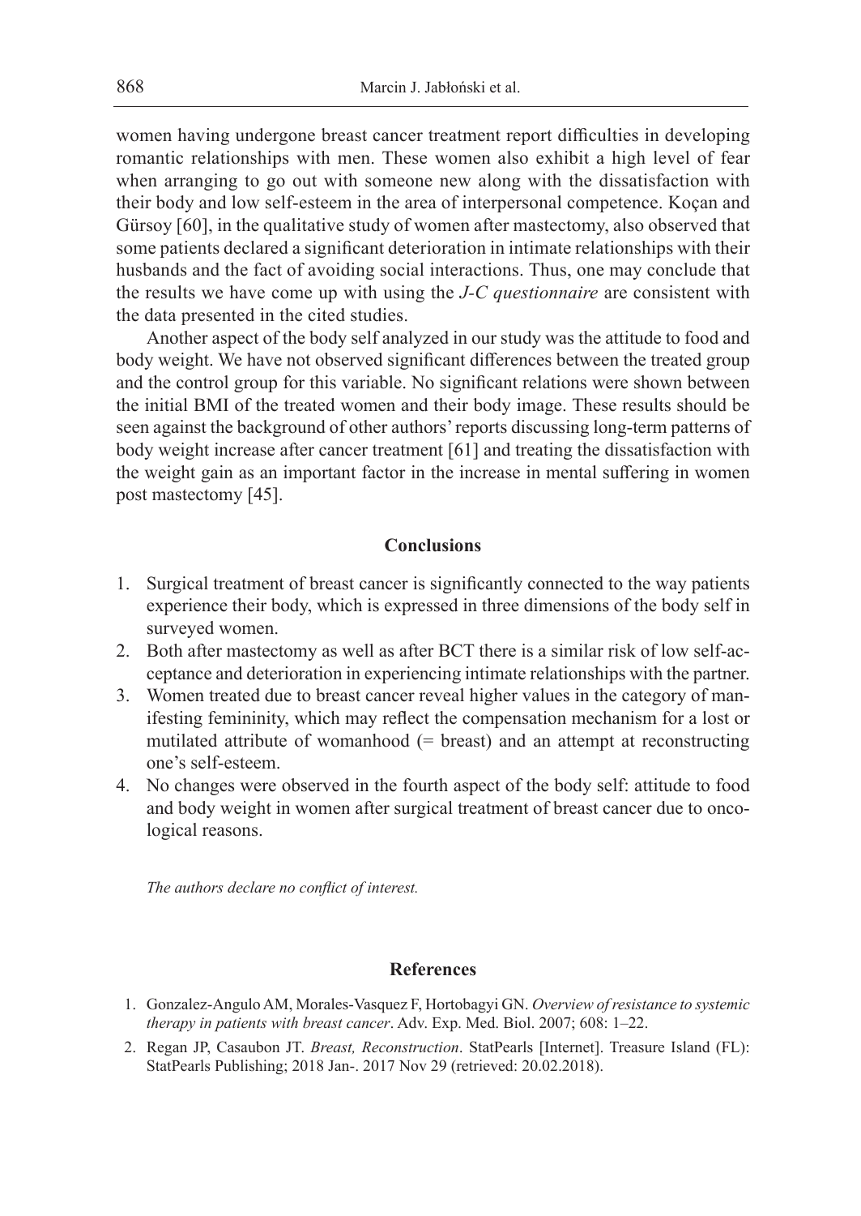women having undergone breast cancer treatment report difficulties in developing romantic relationships with men. These women also exhibit a high level of fear when arranging to go out with someone new along with the dissatisfaction with their body and low self-esteem in the area of interpersonal competence. Koçan and Gürsoy [60], in the qualitative study of women after mastectomy, also observed that some patients declared a significant deterioration in intimate relationships with their husbands and the fact of avoiding social interactions. Thus, one may conclude that the results we have come up with using the *J-C questionnaire* are consistent with the data presented in the cited studies.

Another aspect of the body self analyzed in our study was the attitude to food and body weight. We have not observed significant differences between the treated group and the control group for this variable. No significant relations were shown between the initial BMI of the treated women and their body image. These results should be seen against the background of other authors' reports discussing long-term patterns of body weight increase after cancer treatment [61] and treating the dissatisfaction with the weight gain as an important factor in the increase in mental suffering in women post mastectomy [45].

## Conclusions

1. Surgical treatment of breast cancer is significantly connected to the way patients experience their body, which is expressed in three dimensions of the body self in surveyed women.
2. Both after mastectomy as well as after BCT there is a similar risk of low self-acceptance and deterioration in experiencing intimate relationships with the partner.
3. Women treated due to breast cancer reveal higher values in the category of manifesting femininity, which may reflect the compensation mechanism for a lost or mutilated attribute of womanhood (= breast) and an attempt at reconstructing one's self-esteem.
4. No changes were observed in the fourth aspect of the body self: attitude to food and body weight in women after surgical treatment of breast cancer due to oncological reasons.

*The authors declare no conflict of interest.*

## References

1. Gonzalez-Angulo AM, Morales-Vasquez F, Hortobagyi GN. *Overview of resistance to systemic therapy in patients with breast cancer*. Adv. Exp. Med. Biol. 2007; 608: 1–22.
2. Regan JP, Casaubon JT. *Breast, Reconstruction*. StatPearls [Internet]. Treasure Island (FL): StatPearls Publishing; 2018 Jan-. 2017 Nov 29 (retrieved: 20.02.2018).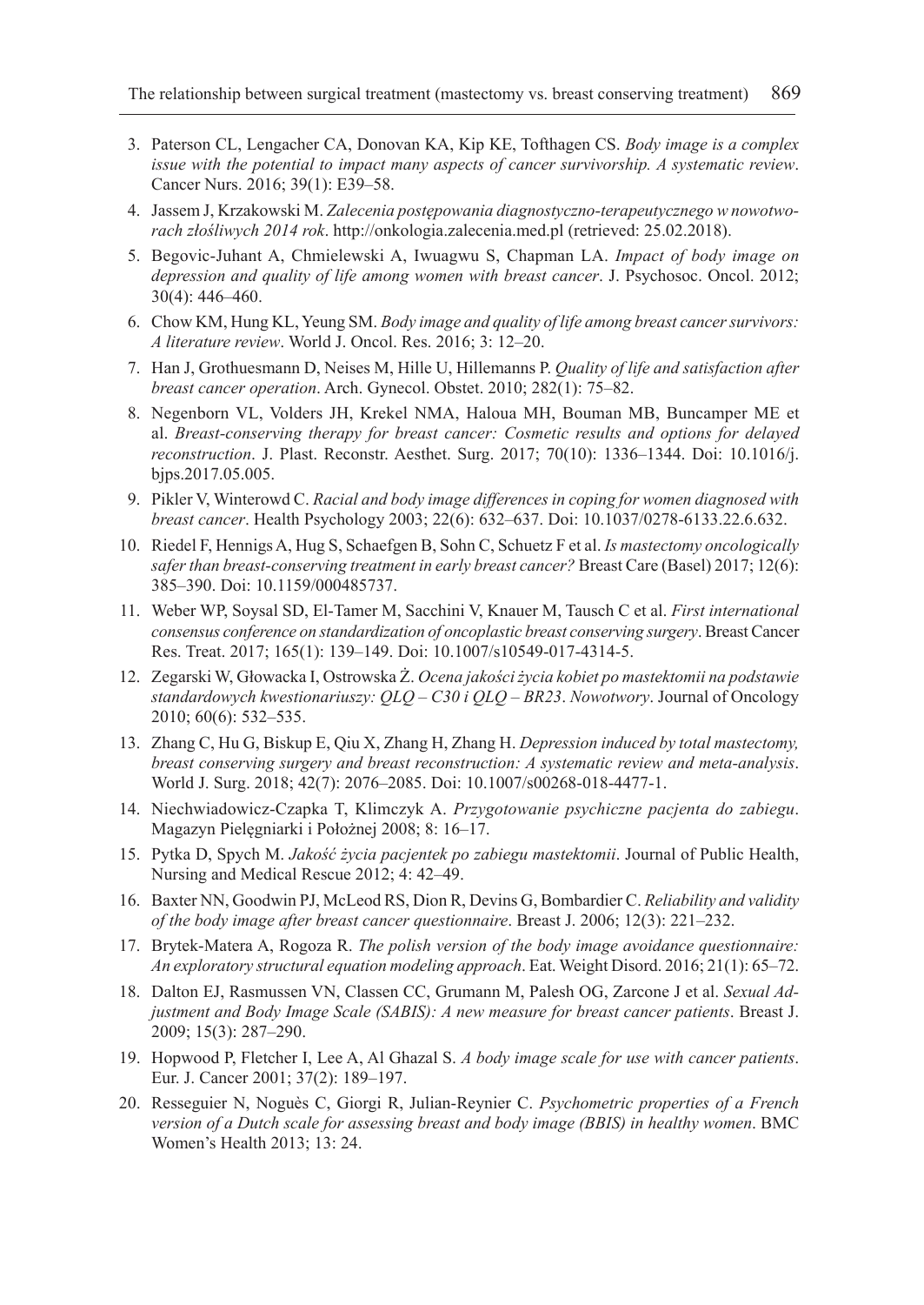3. Paterson CL, Lengacher CA, Donovan KA, Kip KE, Tofthagen CS. *Body image is a complex issue with the potential to impact many aspects of cancer survivorship. A systematic review*. Cancer Nurs. 2016; 39(1): E39–58.
4. Jassem J, Krzakowski M. *Zalecenia postępowania diagnostyczno-terapeutycznego w nowotworach złośliwych 2014 rok*. http://onkologia.zalecenia.med.pl (retrieved: 25.02.2018).
5. Begovic-Juhant A, Chmielewski A, Iwuagwu S, Chapman LA. *Impact of body image on depression and quality of life among women with breast cancer*. J. Psychosoc. Oncol. 2012; 30(4): 446–460.
6. Chow KM, Hung KL, Yeung SM. *Body image and quality of life among breast cancer survivors: A literature review*. World J. Oncol. Res. 2016; 3: 12–20.
7. Han J, Grothuesmann D, Neises M, Hille U, Hillemanns P. *Quality of life and satisfaction after breast cancer operation*. Arch. Gynecol. Obstet. 2010; 282(1): 75–82.
8. Negenborn VL, Volders JH, Krekel NMA, Haloua MH, Bouman MB, Buncamper ME et al. *Breast-conserving therapy for breast cancer: Cosmetic results and options for delayed reconstruction*. J. Plast. Reconstr. Aesthet. Surg. 2017; 70(10): 1336–1344. Doi: 10.1016/j.bjps.2017.05.005.
9. Pikler V, Winterowd C. *Racial and body image differences in coping for women diagnosed with breast cancer*. Health Psychology 2003; 22(6): 632–637. Doi: 10.1037/0278-6133.22.6.632.
10. Riedel F, Hennigs A, Hug S, Schaefgen B, Sohn C, Schuetz F et al. *Is mastectomy oncologically safer than breast-conserving treatment in early breast cancer?* Breast Care (Basel) 2017; 12(6): 385–390. Doi: 10.1159/000485737.
11. Weber WP, Soysal SD, El-Tamer M, Sacchini V, Knauer M, Tausch C et al. *First international consensus conference on standardization of oncoplastic breast conserving surgery*. Breast Cancer Res. Treat. 2017; 165(1): 139–149. Doi: 10.1007/s10549-017-4314-5.
12. Zegarski W, Głowacka I, Ostrowska Ż. *Ocena jakości życia kobiet po mastektomii na podstawie standardowych kwestionariuszy: QLQ – C30 i QLQ – BR23*. *Nowotwory*. Journal of Oncology 2010; 60(6): 532–535.
13. Zhang C, Hu G, Biskup E, Qiu X, Zhang H, Zhang H. *Depression induced by total mastectomy, breast conserving surgery and breast reconstruction: A systematic review and meta-analysis*. World J. Surg. 2018; 42(7): 2076–2085. Doi: 10.1007/s00268-018-4477-1.
14. Niechwiadowicz-Czapka T, Klimczyk A. *Przygotowanie psychiczne pacjenta do zabiegu*. Magazyn Pielęgniarki i Położnej 2008; 8: 16–17.
15. Pytka D, Spych M. *Jakość życia pacjentek po zabiegu mastektomii*. Journal of Public Health, Nursing and Medical Rescue 2012; 4: 42–49.
16. Baxter NN, Goodwin PJ, McLeod RS, Dion R, Devins G, Bombardier C. *Reliability and validity of the body image after breast cancer questionnaire*. Breast J. 2006; 12(3): 221–232.
17. Brytek-Matera A, Rogoza R. *The polish version of the body image avoidance questionnaire: An exploratory structural equation modeling approach*. Eat. Weight Disord. 2016; 21(1): 65–72.
18. Dalton EJ, Rasmussen VN, Classen CC, Grumann M, Palesh OG, Zarcone J et al. *Sexual Adjustment and Body Image Scale (SABIS): A new measure for breast cancer patients*. Breast J. 2009; 15(3): 287–290.
19. Hopwood P, Fletcher I, Lee A, Al Ghazal S. *A body image scale for use with cancer patients*. Eur. J. Cancer 2001; 37(2): 189–197.
20. Resseguier N, Noguès C, Giorgi R, Julian-Reynier C. *Psychometric properties of a French version of a Dutch scale for assessing breast and body image (BBIS) in healthy women*. BMC Women's Health 2013; 13: 24.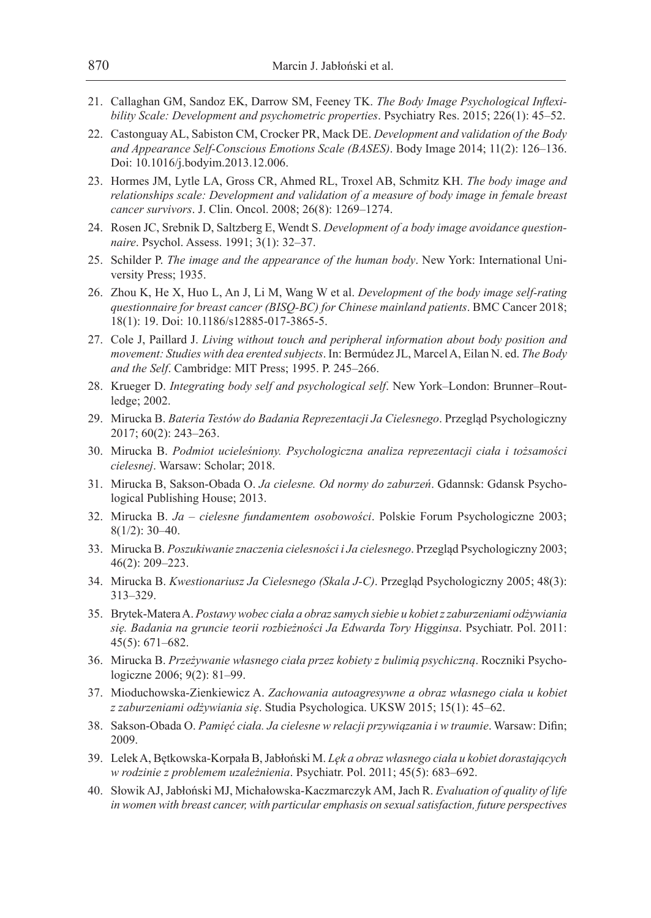21. Callaghan GM, Sandoz EK, Darrow SM, Feeney TK. *The Body Image Psychological Inflexibility Scale: Development and psychometric properties*. Psychiatry Res. 2015; 226(1): 45–52.
22. Castonguay AL, Sabiston CM, Crocker PR, Mack DE. *Development and validation of the Body and Appearance Self-Conscious Emotions Scale (BASES)*. Body Image 2014; 11(2): 126–136. Doi: 10.1016/j.bodyim.2013.12.006.
23. Hormes JM, Lytle LA, Gross CR, Ahmed RL, Troxel AB, Schmitz KH. *The body image and relationships scale: Development and validation of a measure of body image in female breast cancer survivors*. J. Clin. Oncol. 2008; 26(8): 1269–1274.
24. Rosen JC, Srebnik D, Saltzberg E, Wendt S. *Development of a body image avoidance questionnaire*. Psychol. Assess. 1991; 3(1): 32–37.
25. Schilder P. *The image and the appearance of the human body*. New York: International University Press; 1935.
26. Zhou K, He X, Huo L, An J, Li M, Wang W et al. *Development of the body image self-rating questionnaire for breast cancer (BISQ-BC) for Chinese mainland patients*. BMC Cancer 2018; 18(1): 19. Doi: 10.1186/s12885-017-3865-5.
27. Cole J, Paillard J. *Living without touch and peripheral information about body position and movement: Studies with dea erented subjects*. In: Bermúdez JL, Marcel A, Eilan N. ed. *The Body and the Self*. Cambridge: MIT Press; 1995. P. 245–266.
28. Krueger D. *Integrating body self and psychological self*. New York–London: Brunner–Routledge; 2002.
29. Mirucka B. *Bateria Testów do Badania Reprezentacji Ja Cielesnego*. Przegląd Psychologiczny 2017; 60(2): 243–263.
30. Mirucka B. *Podmiot ucieleśniony. Psychologiczna analiza reprezentacji ciała i tożsamości cielesnej*. Warsaw: Scholar; 2018.
31. Mirucka B, Sakson-Obada O. *Ja cielesne. Od normy do zaburzeń*. Gdannsk: Gdansk Psychological Publishing House; 2013.
32. Mirucka B. *Ja – cielesne fundamentem osobowości*. Polskie Forum Psychologiczne 2003; 8(1/2): 30–40.
33. Mirucka B. *Poszukiwanie znaczenia cielesności i Ja cielesnego*. Przegląd Psychologiczny 2003; 46(2): 209–223.
34. Mirucka B. *Kwestionariusz Ja Cielesnego (Skala J-C)*. Przegląd Psychologiczny 2005; 48(3): 313–329.
35. Brytek-Matera A. *Postawy wobec ciała a obraz samych siebie u kobiet z zaburzeniami odżywiania się. Badania na gruncie teorii rozbieżności Ja Edwarda Tory Higginsa*. Psychiatr. Pol. 2011: 45(5): 671–682.
36. Mirucka B. *Przeżywanie własnego ciała przez kobiety z bulimią psychiczną*. Roczniki Psychologiczne 2006; 9(2): 81–99.
37. Mioduchowska-Zienkiewicz A. *Zachowania autoagresywne a obraz własnego ciała u kobiet z zaburzeniami odżywiania się*. Studia Psychologica. UKSW 2015; 15(1): 45–62.
38. Sakson-Obada O. *Pamięć ciała. Ja cielesne w relacji przywiązania i w traumie*. Warsaw: Difin; 2009.
39. Lelek A, Bętkowska-Korpała B, Jabłoński M. *Lęk a obraz własnego ciała u kobiet dorastających w rodzinie z problemem uzależnienia*. Psychiatr. Pol. 2011; 45(5): 683–692.
40. Słowik AJ, Jabłoński MJ, Michałowska-Kaczmarczyk AM, Jach R. *Evaluation of quality of life in women with breast cancer, with particular emphasis on sexual satisfaction, future perspectives*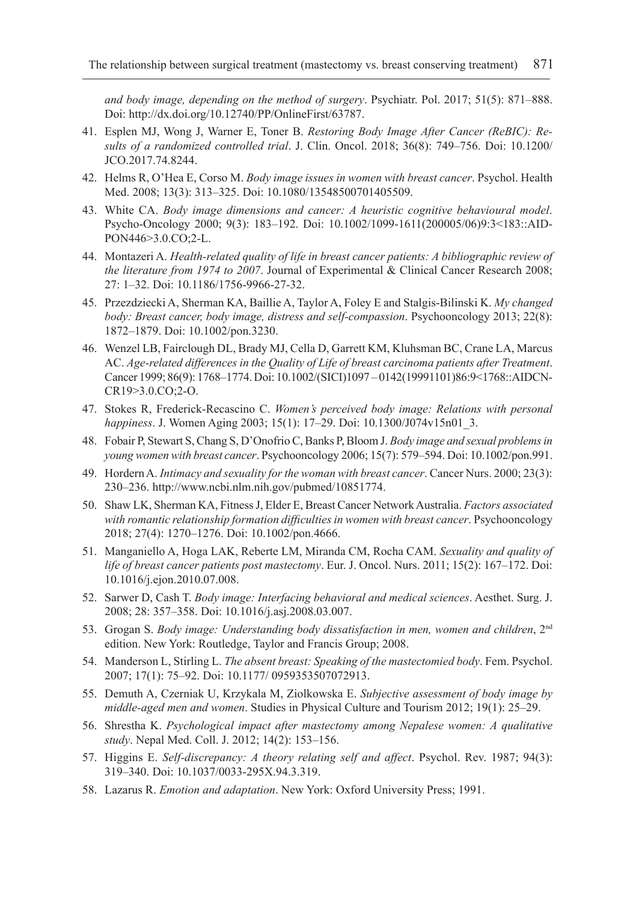*and body image, depending on the method of surgery*. Psychiatr. Pol. 2017; 51(5): 871–888. Doi: http://dx.doi.org/10.12740/PP/OnlineFirst/63787.

41. Esplen MJ, Wong J, Warner E, Toner B. *Restoring Body Image After Cancer (ReBIC): Results of a randomized controlled trial*. J. Clin. Oncol. 2018; 36(8): 749–756. Doi: 10.1200/JCO.2017.74.8244.
42. Helms R, O'Hea E, Corso M. *Body image issues in women with breast cancer*. Psychol. Health Med. 2008; 13(3): 313–325. Doi: 10.1080/13548500701405509.
43. White CA. *Body image dimensions and cancer: A heuristic cognitive behavioural model*. Psycho-Oncology 2000; 9(3): 183–192. Doi: 10.1002/1099-1611(200005/06)9:3<183::AID-PON446>3.0.CO;2-L.
44. Montazeri A. *Health-related quality of life in breast cancer patients: A bibliographic review of the literature from 1974 to 2007*. Journal of Experimental & Clinical Cancer Research 2008; 27: 1–32. Doi: 10.1186/1756-9966-27-32.
45. Przezdziecki A, Sherman KA, Baillie A, Taylor A, Foley E and Stalgis-Bilinski K. *My changed body: Breast cancer, body image, distress and self-compassion*. Psychooncology 2013; 22(8): 1872–1879. Doi: 10.1002/pon.3230.
46. Wenzel LB, Fairclough DL, Brady MJ, Cella D, Garrett KM, Kluhsman BC, Crane LA, Marcus AC. *Age-related differences in the Quality of Life of breast carcinoma patients after Treatment*. Cancer 1999; 86(9): 1768–1774. Doi: 10.1002/(SICI)1097 – 0142(19991101)86:9<1768::AIDCN-CR19>3.0.CO;2-O.
47. Stokes R, Frederick-Recascino C. *Women's perceived body image: Relations with personal happiness*. J. Women Aging 2003; 15(1): 17–29. Doi: 10.1300/J074v15n01_3.
48. Fobair P, Stewart S, Chang S, D'Onofrio C, Banks P, Bloom J. *Body image and sexual problems in young women with breast cancer*. Psychooncology 2006; 15(7): 579–594. Doi: 10.1002/pon.991.
49. Hordern A. *Intimacy and sexuality for the woman with breast cancer*. Cancer Nurs. 2000; 23(3): 230–236. http://www.ncbi.nlm.nih.gov/pubmed/10851774.
50. Shaw LK, Sherman KA, Fitness J, Elder E, Breast Cancer Network Australia. *Factors associated with romantic relationship formation difficulties in women with breast cancer*. Psychooncology 2018; 27(4): 1270–1276. Doi: 10.1002/pon.4666.
51. Manganiello A, Hoga LAK, Reberte LM, Miranda CM, Rocha CAM. *Sexuality and quality of life of breast cancer patients post mastectomy*. Eur. J. Oncol. Nurs. 2011; 15(2): 167–172. Doi: 10.1016/j.ejon.2010.07.008.
52. Sarwer D, Cash T. *Body image: Interfacing behavioral and medical sciences*. Aesthet. Surg. J. 2008; 28: 357–358. Doi: 10.1016/j.asj.2008.03.007.
53. Grogan S. *Body image: Understanding body dissatisfaction in men, women and children*, 2nd edition. New York: Routledge, Taylor and Francis Group; 2008.
54. Manderson L, Stirling L. *The absent breast: Speaking of the mastectomied body*. Fem. Psychol. 2007; 17(1): 75–92. Doi: 10.1177/ 0959353507072913.
55. Demuth A, Czerniak U, Krzykala M, Ziolkowska E. *Subjective assessment of body image by middle-aged men and women*. Studies in Physical Culture and Tourism 2012; 19(1): 25–29.
56. Shrestha K. *Psychological impact after mastectomy among Nepalese women: A qualitative study*. Nepal Med. Coll. J. 2012; 14(2): 153–156.
57. Higgins E. *Self-discrepancy: A theory relating self and affect*. Psychol. Rev. 1987; 94(3): 319–340. Doi: 10.1037/0033-295X.94.3.319.
58. Lazarus R. *Emotion and adaptation*. New York: Oxford University Press; 1991.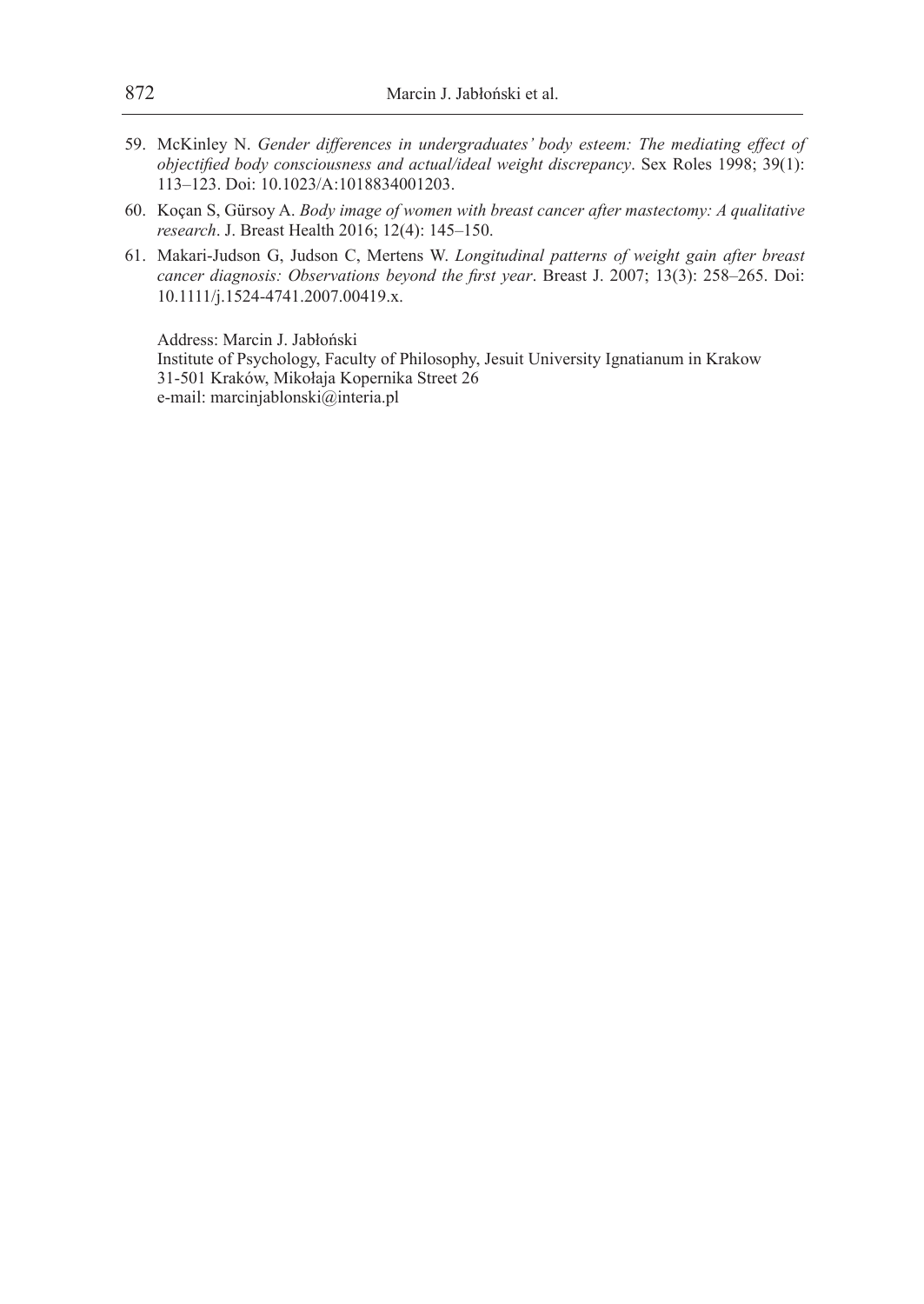59. McKinley N. *Gender differences in undergraduates' body esteem: The mediating effect of objectified body consciousness and actual/ideal weight discrepancy*. Sex Roles 1998; 39(1): 113–123. Doi: 10.1023/A:1018834001203.
60. Koçan S, Gürsoy A. *Body image of women with breast cancer after mastectomy: A qualitative research*. J. Breast Health 2016; 12(4): 145–150.
61. Makari-Judson G, Judson C, Mertens W. *Longitudinal patterns of weight gain after breast cancer diagnosis: Observations beyond the first year*. Breast J. 2007; 13(3): 258–265. Doi: 10.1111/j.1524-4741.2007.00419.x.

Address: Marcin J. Jabłoński
Institute of Psychology, Faculty of Philosophy, Jesuit University Ignatianum in Krakow
31-501 Kraków, Mikołaja Kopernika Street 26
e-mail: marcinjablonski@interia.pl